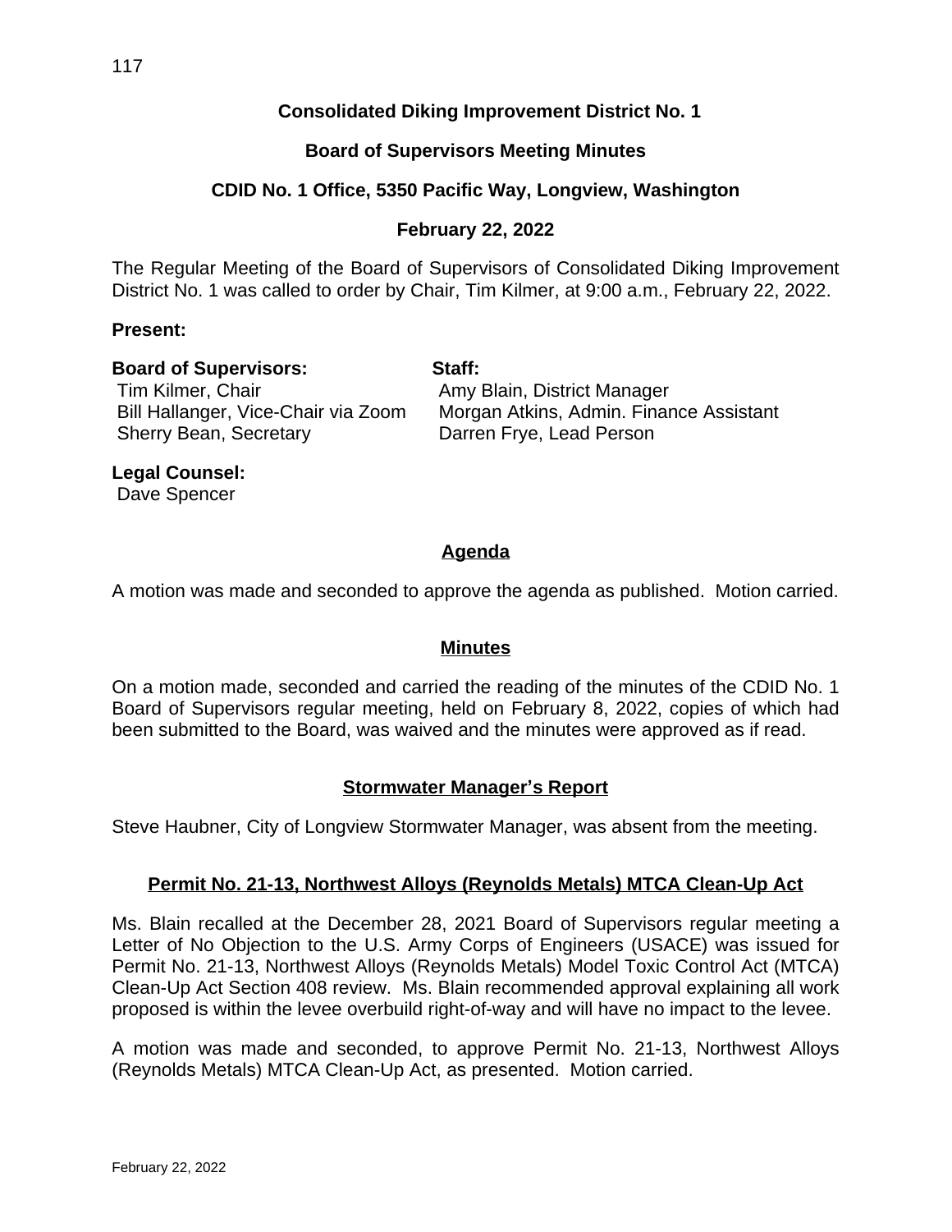# Consolidated Diking Improvement District No. 1

## Board of Supervisors Meeting Minutes

## CDID No. 1 Office, 5350 Pacific Way, Longview, Washington

## February 22, 2022

The Regular Meeting of the Board of Supervisors of Consolidated Diking Improvement District No. 1 was called to order by Chair, Tim Kilmer, at 9:00 a.m., February 22, 2022.

**Present:**

**Board of Supervisors:**
Tim Kilmer, Chair
Bill Hallanger, Vice-Chair via Zoom
Sherry Bean, Secretary

**Staff:**
Amy Blain, District Manager
Morgan Atkins, Admin. Finance Assistant
Darren Frye, Lead Person

**Legal Counsel:**
Dave Spencer

### Agenda

A motion was made and seconded to approve the agenda as published. Motion carried.

### Minutes

On a motion made, seconded and carried the reading of the minutes of the CDID No. 1 Board of Supervisors regular meeting, held on February 8, 2022, copies of which had been submitted to the Board, was waived and the minutes were approved as if read.

### Stormwater Manager's Report

Steve Haubner, City of Longview Stormwater Manager, was absent from the meeting.

### Permit No. 21-13, Northwest Alloys (Reynolds Metals) MTCA Clean-Up Act

Ms. Blain recalled at the December 28, 2021 Board of Supervisors regular meeting a Letter of No Objection to the U.S. Army Corps of Engineers (USACE) was issued for Permit No. 21-13, Northwest Alloys (Reynolds Metals) Model Toxic Control Act (MTCA) Clean-Up Act Section 408 review. Ms. Blain recommended approval explaining all work proposed is within the levee overbuild right-of-way and will have no impact to the levee.

A motion was made and seconded, to approve Permit No. 21-13, Northwest Alloys (Reynolds Metals) MTCA Clean-Up Act, as presented. Motion carried.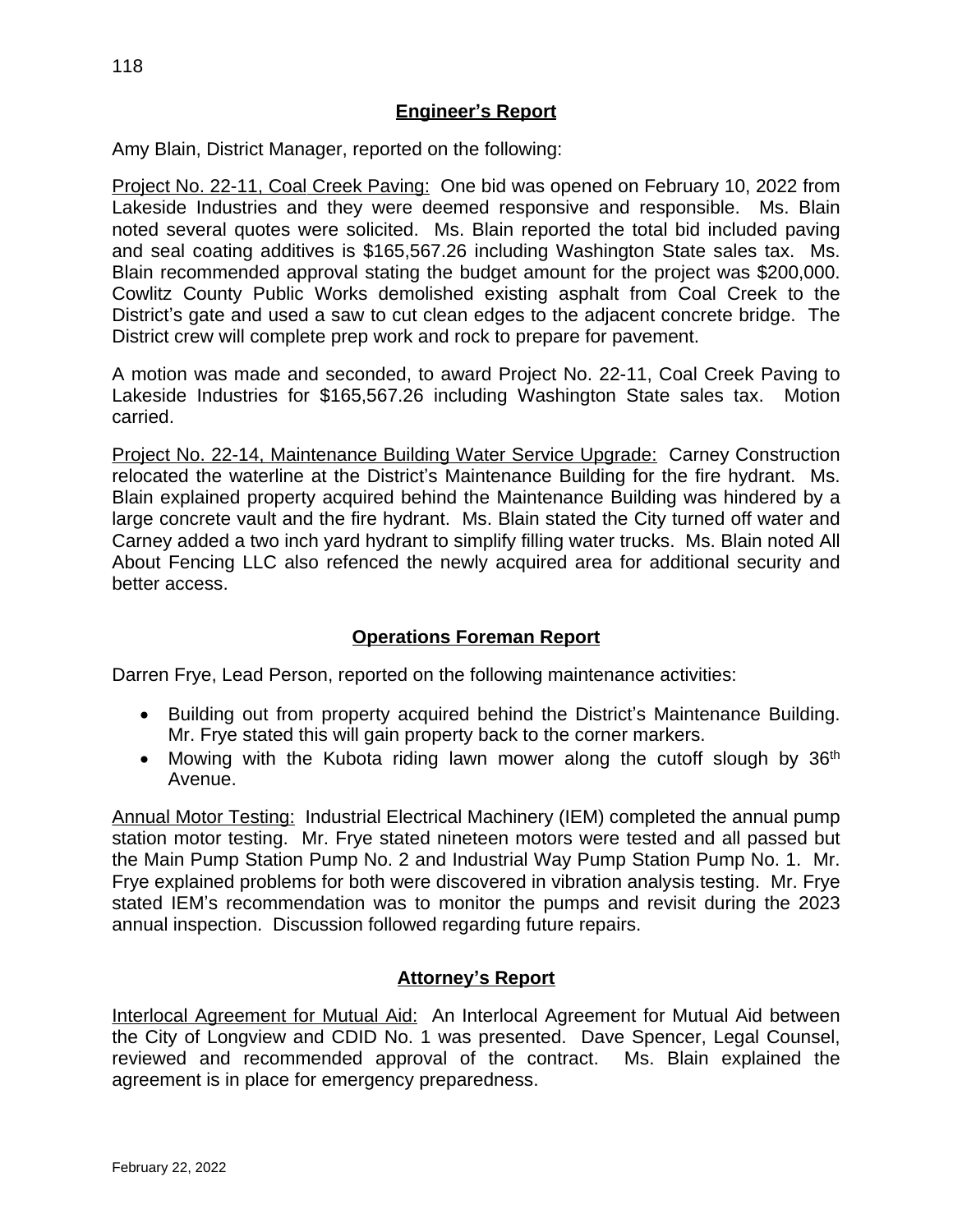## Engineer's Report

Amy Blain, District Manager, reported on the following:

Project No. 22-11, Coal Creek Paving: One bid was opened on February 10, 2022 from Lakeside Industries and they were deemed responsive and responsible. Ms. Blain noted several quotes were solicited. Ms. Blain reported the total bid included paving and seal coating additives is $165,567.26 including Washington State sales tax. Ms. Blain recommended approval stating the budget amount for the project was $200,000. Cowlitz County Public Works demolished existing asphalt from Coal Creek to the District's gate and used a saw to cut clean edges to the adjacent concrete bridge. The District crew will complete prep work and rock to prepare for pavement.

A motion was made and seconded, to award Project No. 22-11, Coal Creek Paving to Lakeside Industries for $165,567.26 including Washington State sales tax. Motion carried.

Project No. 22-14, Maintenance Building Water Service Upgrade: Carney Construction relocated the waterline at the District's Maintenance Building for the fire hydrant. Ms. Blain explained property acquired behind the Maintenance Building was hindered by a large concrete vault and the fire hydrant. Ms. Blain stated the City turned off water and Carney added a two inch yard hydrant to simplify filling water trucks. Ms. Blain noted All About Fencing LLC also refenced the newly acquired area for additional security and better access.

## Operations Foreman Report

Darren Frye, Lead Person, reported on the following maintenance activities:

- Building out from property acquired behind the District's Maintenance Building. Mr. Frye stated this will gain property back to the corner markers.
- Mowing with the Kubota riding lawn mower along the cutoff slough by 36th Avenue.

Annual Motor Testing: Industrial Electrical Machinery (IEM) completed the annual pump station motor testing. Mr. Frye stated nineteen motors were tested and all passed but the Main Pump Station Pump No. 2 and Industrial Way Pump Station Pump No. 1. Mr. Frye explained problems for both were discovered in vibration analysis testing. Mr. Frye stated IEM's recommendation was to monitor the pumps and revisit during the 2023 annual inspection. Discussion followed regarding future repairs.

## Attorney's Report

Interlocal Agreement for Mutual Aid: An Interlocal Agreement for Mutual Aid between the City of Longview and CDID No. 1 was presented. Dave Spencer, Legal Counsel, reviewed and recommended approval of the contract. Ms. Blain explained the agreement is in place for emergency preparedness.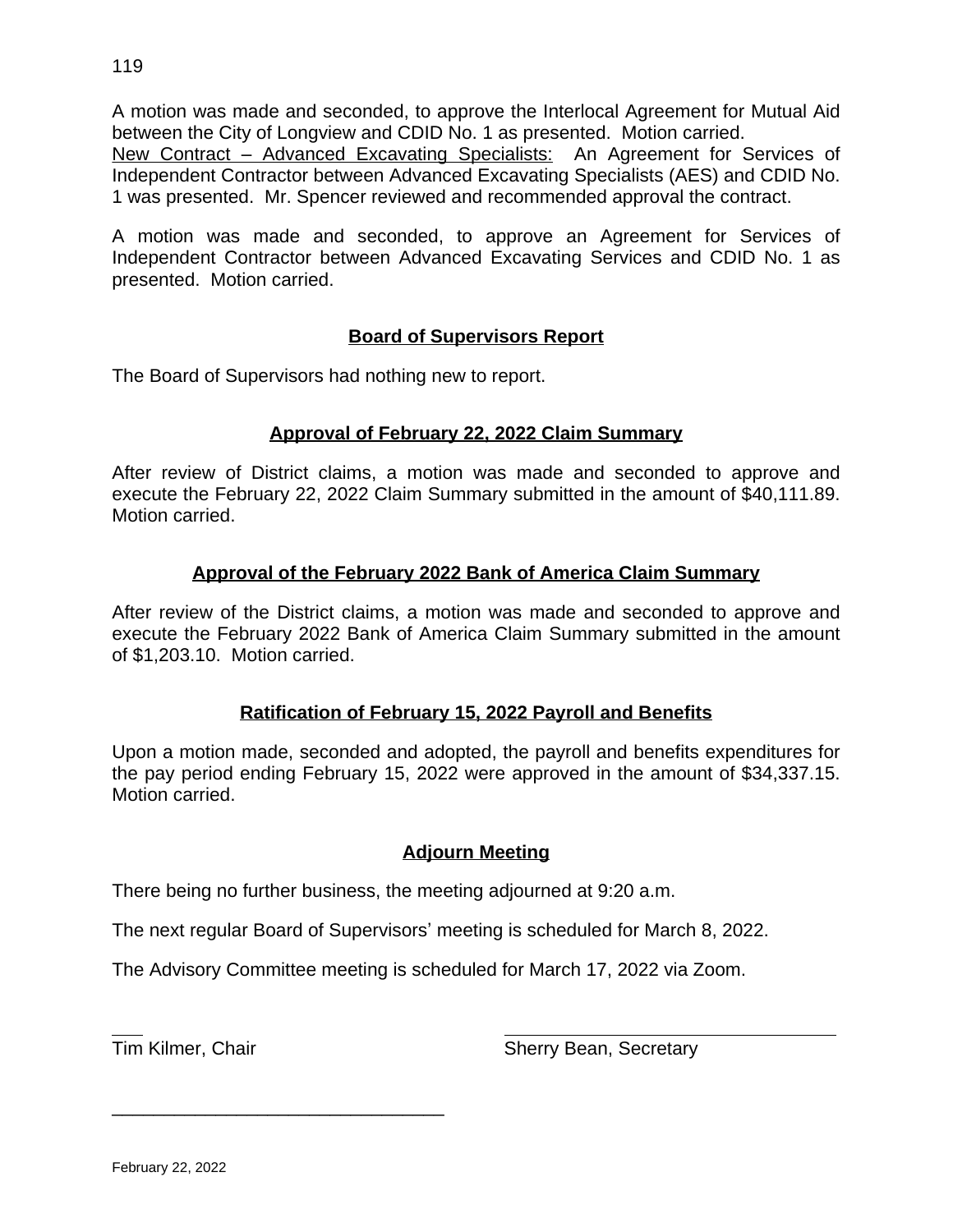A motion was made and seconded, to approve the Interlocal Agreement for Mutual Aid between the City of Longview and CDID No. 1 as presented. Motion carried.

New Contract – Advanced Excavating Specialists: An Agreement for Services of Independent Contractor between Advanced Excavating Specialists (AES) and CDID No. 1 was presented. Mr. Spencer reviewed and recommended approval the contract.

A motion was made and seconded, to approve an Agreement for Services of Independent Contractor between Advanced Excavating Services and CDID No. 1 as presented. Motion carried.

## Board of Supervisors Report

The Board of Supervisors had nothing new to report.

## Approval of February 22, 2022 Claim Summary

After review of District claims, a motion was made and seconded to approve and execute the February 22, 2022 Claim Summary submitted in the amount of $40,111.89. Motion carried.

## Approval of the February 2022 Bank of America Claim Summary

After review of the District claims, a motion was made and seconded to approve and execute the February 2022 Bank of America Claim Summary submitted in the amount of $1,203.10. Motion carried.

## Ratification of February 15, 2022 Payroll and Benefits

Upon a motion made, seconded and adopted, the payroll and benefits expenditures for the pay period ending February 15, 2022 were approved in the amount of $34,337.15. Motion carried.

## Adjourn Meeting

There being no further business, the meeting adjourned at 9:20 a.m.

The next regular Board of Supervisors' meeting is scheduled for March 8, 2022.

The Advisory Committee meeting is scheduled for March 17, 2022 via Zoom.

___ ________________________________

Tim Kilmer, Chair Sherry Bean, Secretary

________________________________

February 22, 2022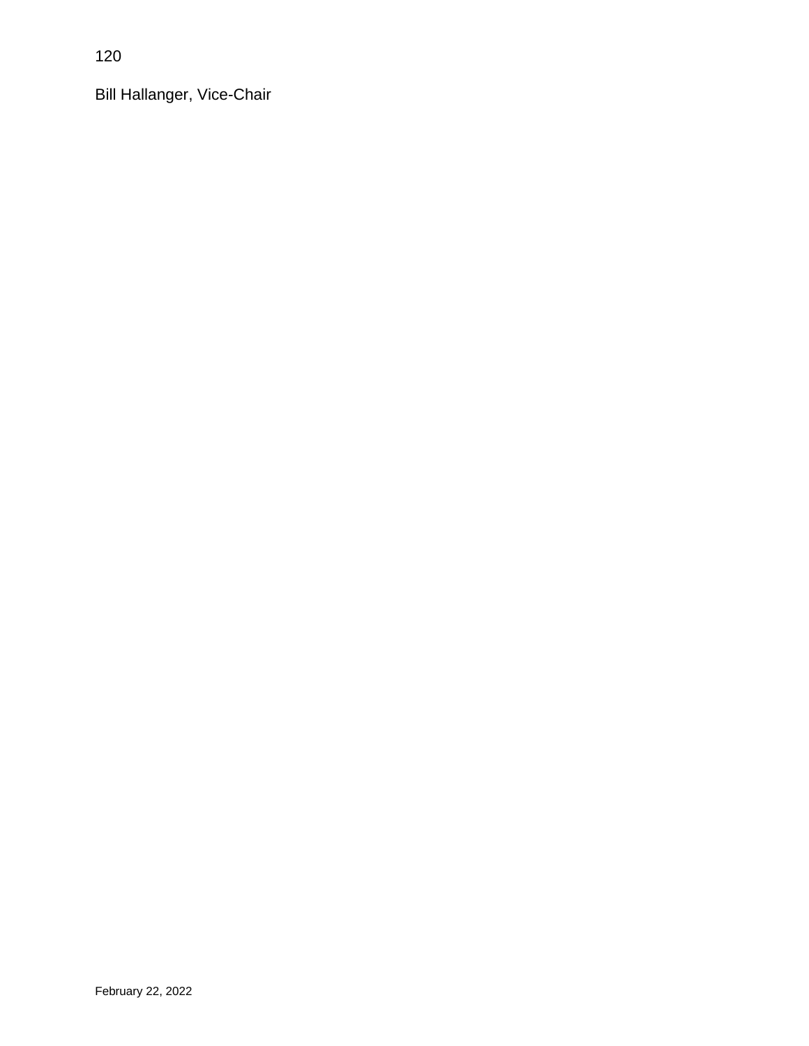Bill Hallanger, Vice-Chair